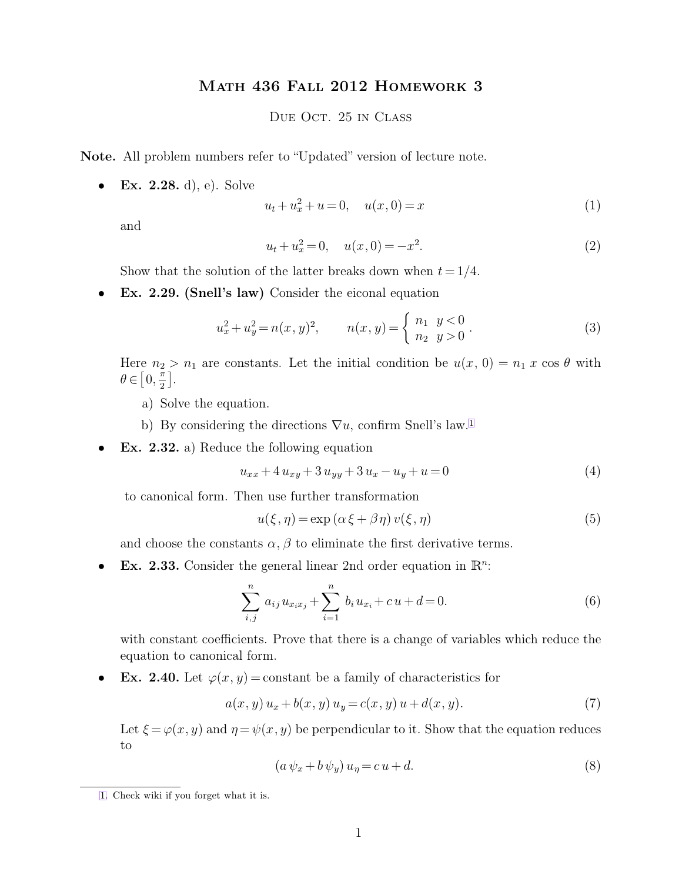# Math 436 Fall 2012 Homework 3

Due Oct. 25 in Class

**Note.** All problem numbers refer to "Updated" version of lecture note.

- **Ex. 2.28.** d), e). Solve

$$u_t + u_x^2 + u = 0, \quad u(x, 0) = x \tag{1}$$

and

$$u_t + u_x^2 = 0, \quad u(x, 0) = -x^2. \tag{2}$$

Show that the solution of the latter breaks down when $t = 1/4$.

- **Ex. 2.29. (Snell's law)** Consider the eiconal equation

$$u_x^2 + u_y^2 = n(x, y)^2, \qquad n(x, y) = \begin{cases} n_1 & y < 0 \\ n_2 & y > 0 \end{cases}. \tag{3}$$

Here $n_2 > n_1$ are constants. Let the initial condition be $u(x, 0) = n_1\, x \cos\theta$ with $\theta \in \left[0, \frac{\pi}{2}\right]$.

  a) Solve the equation.

  b) By considering the directions $\nabla u$, confirm Snell's law.[1]

- **Ex. 2.32.** a) Reduce the following equation

$$u_{xx} + 4\, u_{xy} + 3\, u_{yy} + 3\, u_x - u_y + u = 0 \tag{4}$$

to canonical form. Then use further transformation

$$u(\xi, \eta) = \exp(\alpha\, \xi + \beta\, \eta)\, v(\xi, \eta) \tag{5}$$

and choose the constants $\alpha, \beta$ to eliminate the first derivative terms.

- **Ex. 2.33.** Consider the general linear 2nd order equation in $\mathbb{R}^n$:

$$\sum_{i,j}^{n} a_{ij}\, u_{x_i x_j} + \sum_{i=1}^{n} b_i\, u_{x_i} + c\, u + d = 0. \tag{6}$$

with constant coefficients. Prove that there is a change of variables which reduce the equation to canonical form.

- **Ex. 2.40.** Let $\varphi(x, y) = \text{constant}$ be a family of characteristics for

$$a(x, y)\, u_x + b(x, y)\, u_y = c(x, y)\, u + d(x, y). \tag{7}$$

Let $\xi = \varphi(x, y)$ and $\eta = \psi(x, y)$ be perpendicular to it. Show that the equation reduces to

$$(a\, \psi_x + b\, \psi_y)\, u_\eta = c\, u + d. \tag{8}$$

---

[1]. Check wiki if you forget what it is.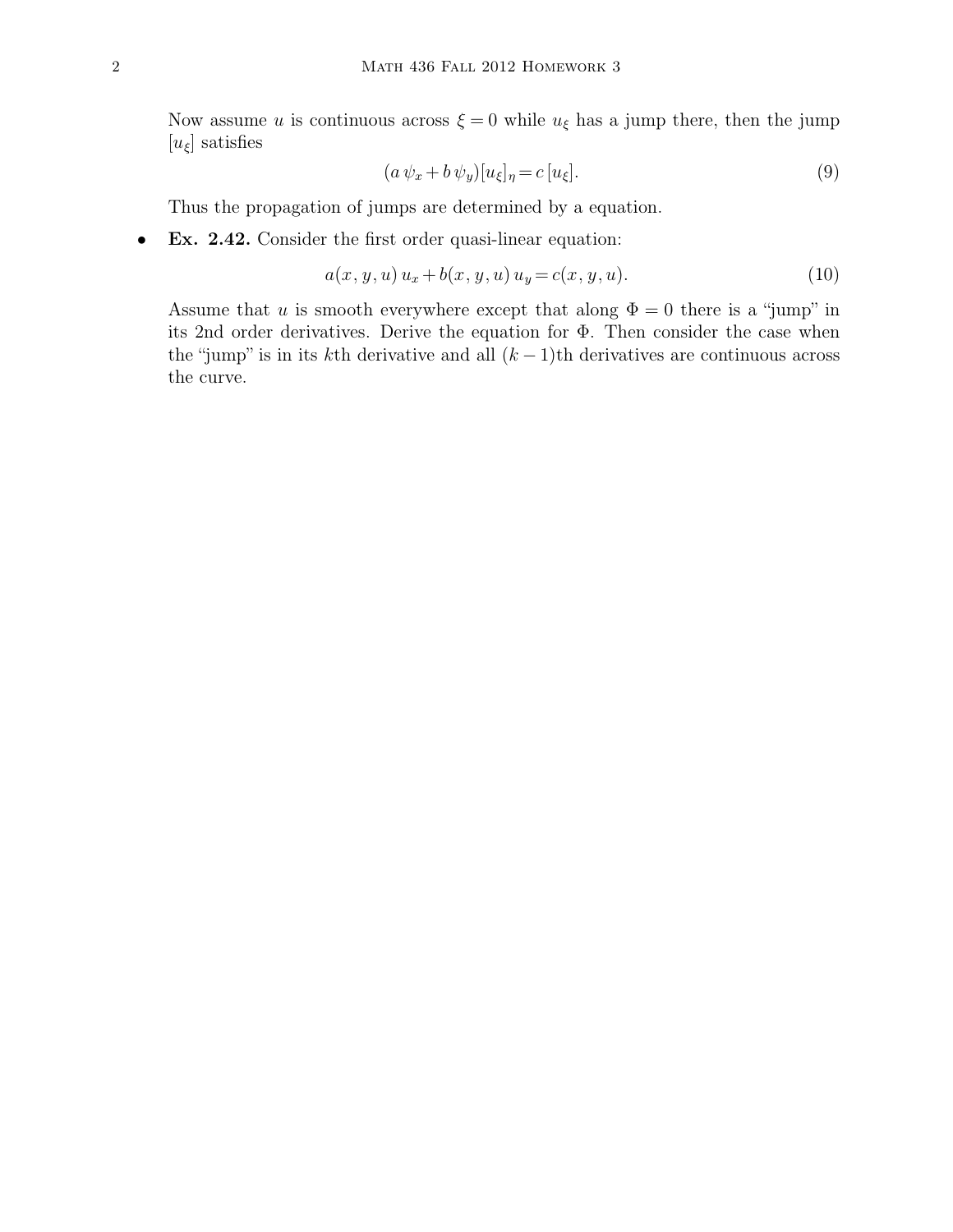Now assume $u$ is continuous across $\xi = 0$ while $u_\xi$ has a jump there, then the jump $[u_\xi]$ satisfies

$$(a\,\psi_x + b\,\psi_y)[u_\xi]_\eta = c\,[u_\xi]. \tag{9}$$

Thus the propagation of jumps are determined by a equation.

- **Ex. 2.42.** Consider the first order quasi-linear equation:

$$a(x, y, u)\,u_x + b(x, y, u)\,u_y = c(x, y, u). \tag{10}$$

Assume that $u$ is smooth everywhere except that along $\Phi = 0$ there is a "jump" in its 2nd order derivatives. Derive the equation for $\Phi$. Then consider the case when the "jump" is in its $k$th derivative and all $(k-1)$th derivatives are continuous across the curve.